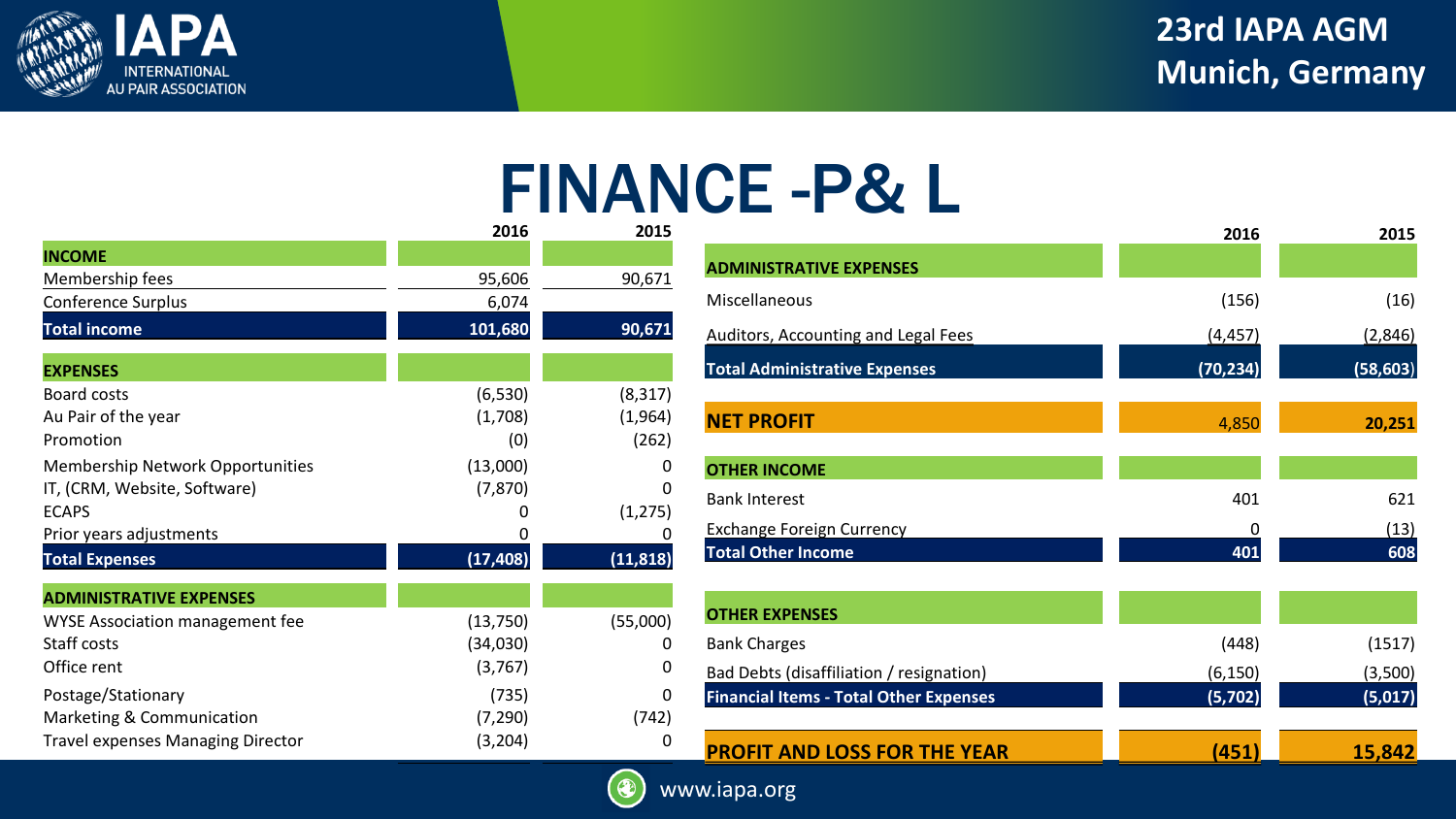# FINANCE -P& L

| | 2016 | 2015 |
|---|---|---|
| **INCOME** | | |
| Membership fees | 95,606 | 90,671 |
| Conference Surplus | 6,074 | |
| **Total income** | **101,680** | **90,671** |
| **EXPENSES** | | |
| Board costs | (6,530) | (8,317) |
| Au Pair of the year | (1,708) | (1,964) |
| Promotion | (0) | (262) |
| Membership Network Opportunities | (13,000) | 0 |
| IT, (CRM, Website, Software) | (7,870) | 0 |
| ECAPS | 0 | (1,275) |
| Prior years adjustments | 0 | 0 |
| **Total Expenses** | **(17,408)** | **(11,818)** |
| **ADMINISTRATIVE EXPENSES** | | |
| WYSE Association management fee | (13,750) | (55,000) |
| Staff costs | (34,030) | 0 |
| Office rent | (3,767) | 0 |
| Postage/Stationary | (735) | 0 |
| Marketing & Communication | (7,290) | (742) |
| Travel expenses Managing Director | (3,204) | 0 |

| | 2016 | 2015 |
|---|---|---|
| **ADMINISTRATIVE EXPENSES** | | |
| Miscellaneous | (156) | (16) |
| Auditors, Accounting and Legal Fees | (4,457) | (2,846) |
| **Total Administrative Expenses** | **(70,234)** | **(58,603)** |
| **NET PROFIT** | 4,850 | **20,251** |
| **OTHER INCOME** | | |
| Bank Interest | 401 | 621 |
| Exchange Foreign Currency | 0 | (13) |
| **Total Other Income** | **401** | **608** |
| **OTHER EXPENSES** | | |
| Bank Charges | (448) | (1517) |
| Bad Debts (disaffiliation / resignation) | (6,150) | (3,500) |
| **Financial Items - Total Other Expenses** | **(5,702)** | **(5,017)** |
| **PROFIT AND LOSS FOR THE YEAR** | **(451)** | **15,842** |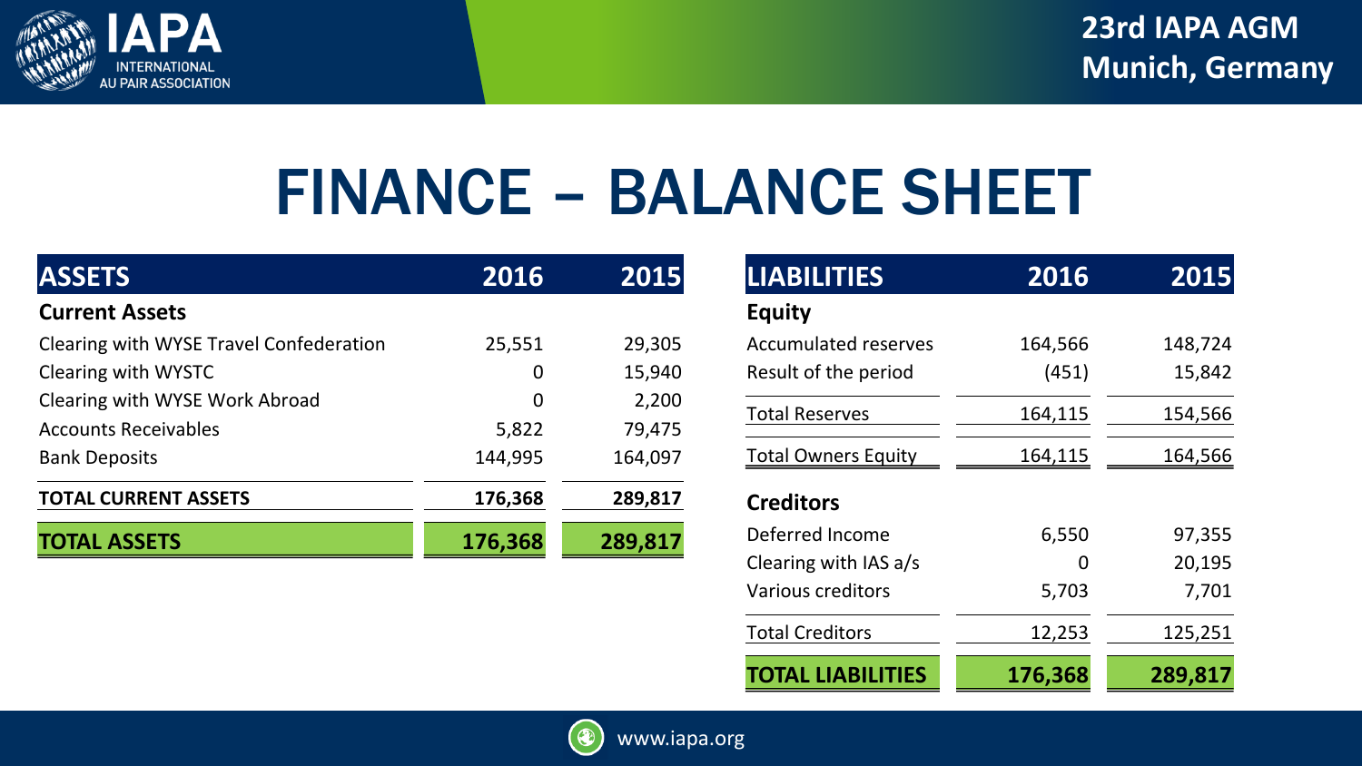# FINANCE – BALANCE SHEET

| ASSETS | 2016 | 2015 |
|---|---|---|
| **Current Assets** | | |
| Clearing with WYSE Travel Confederation | 25,551 | 29,305 |
| Clearing with WYSTC | 0 | 15,940 |
| Clearing with WYSE Work Abroad | 0 | 2,200 |
| Accounts Receivables | 5,822 | 79,475 |
| Bank Deposits | 144,995 | 164,097 |
| **TOTAL CURRENT ASSETS** | **176,368** | **289,817** |
| **TOTAL ASSETS** | **176,368** | **289,817** |

| LIABILITIES | 2016 | 2015 |
|---|---|---|
| **Equity** | | |
| Accumulated reserves | 164,566 | 148,724 |
| Result of the period | (451) | 15,842 |
| Total Reserves | 164,115 | 154,566 |
| Total Owners Equity | 164,115 | 164,566 |
| **Creditors** | | |
| Deferred Income | 6,550 | 97,355 |
| Clearing with IAS a/s | 0 | 20,195 |
| Various creditors | 5,703 | 7,701 |
| Total Creditors | 12,253 | 125,251 |
| **TOTAL LIABILITIES** | **176,368** | **289,817** |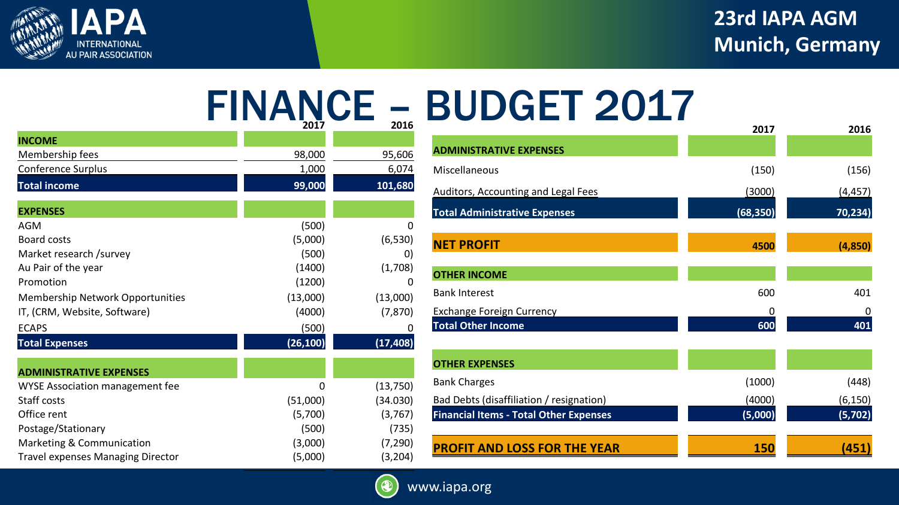# FINANCE – BUDGET 2017

| | 2017 | 2016 |
|---|---|---|
| **INCOME** | | |
| Membership fees | 98,000 | 95,606 |
| Conference Surplus | 1,000 | 6,074 |
| **Total income** | **99,000** | **101,680** |
| **EXPENSES** | | |
| AGM | (500) | 0 |
| Board costs | (5,000) | (6,530) |
| Market research /survey | (500) | 0) |
| Au Pair of the year | (1400) | (1,708) |
| Promotion | (1200) | 0 |
| Membership Network Opportunities | (13,000) | (13,000) |
| IT, (CRM, Website, Software) | (4000) | (7,870) |
| ECAPS | (500) | 0 |
| **Total Expenses** | **(26,100)** | **(17,408)** |
| **ADMINISTRATIVE EXPENSES** | | |
| WYSE Association management fee | 0 | (13,750) |
| Staff costs | (51,000) | (34.030) |
| Office rent | (5,700) | (3,767) |
| Postage/Stationary | (500) | (735) |
| Marketing & Communication | (3,000) | (7,290) |
| Travel expenses Managing Director | (5,000) | (3,204) |

| | 2017 | 2016 |
|---|---|---|
| **ADMINISTRATIVE EXPENSES** | | |
| Miscellaneous | (150) | (156) |
| Auditors, Accounting and Legal Fees | (3000) | (4,457) |
| **Total Administrative Expenses** | **(68,350)** | **70,234)** |
| **NET PROFIT** | **4500** | **(4,850)** |
| **OTHER INCOME** | | |
| Bank Interest | 600 | 401 |
| Exchange Foreign Currency | 0 | 0 |
| **Total Other Income** | **600** | **401** |
| **OTHER EXPENSES** | | |
| Bank Charges | (1000) | (448) |
| Bad Debts (disaffiliation / resignation) | (4000) | (6,150) |
| **Financial Items - Total Other Expenses** | **(5,000)** | **(5,702)** |
| **PROFIT AND LOSS FOR THE YEAR** | **150** | **(451)** |